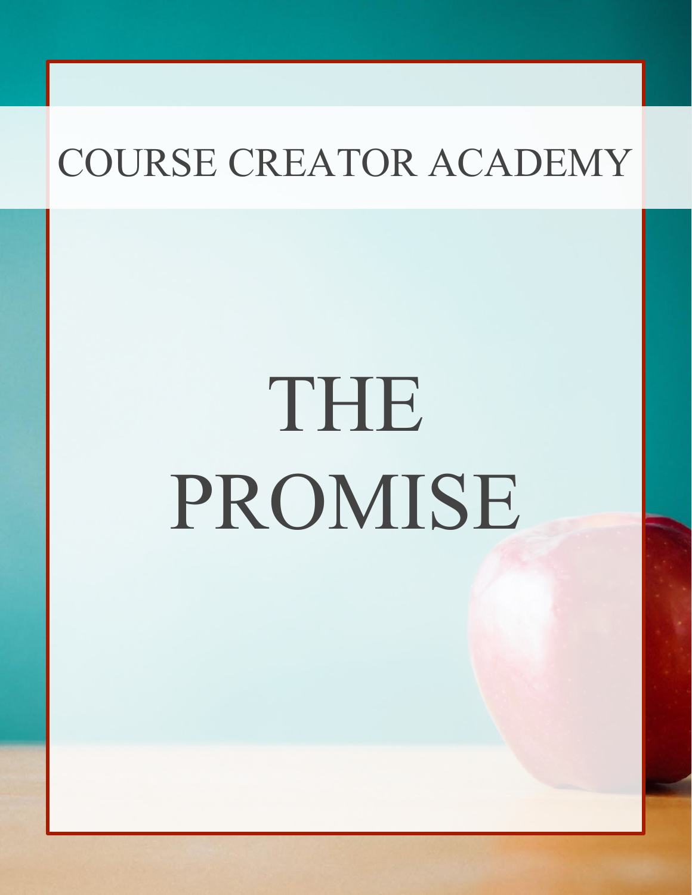COURSE CREATOR ACADEMY

# THE PROMISE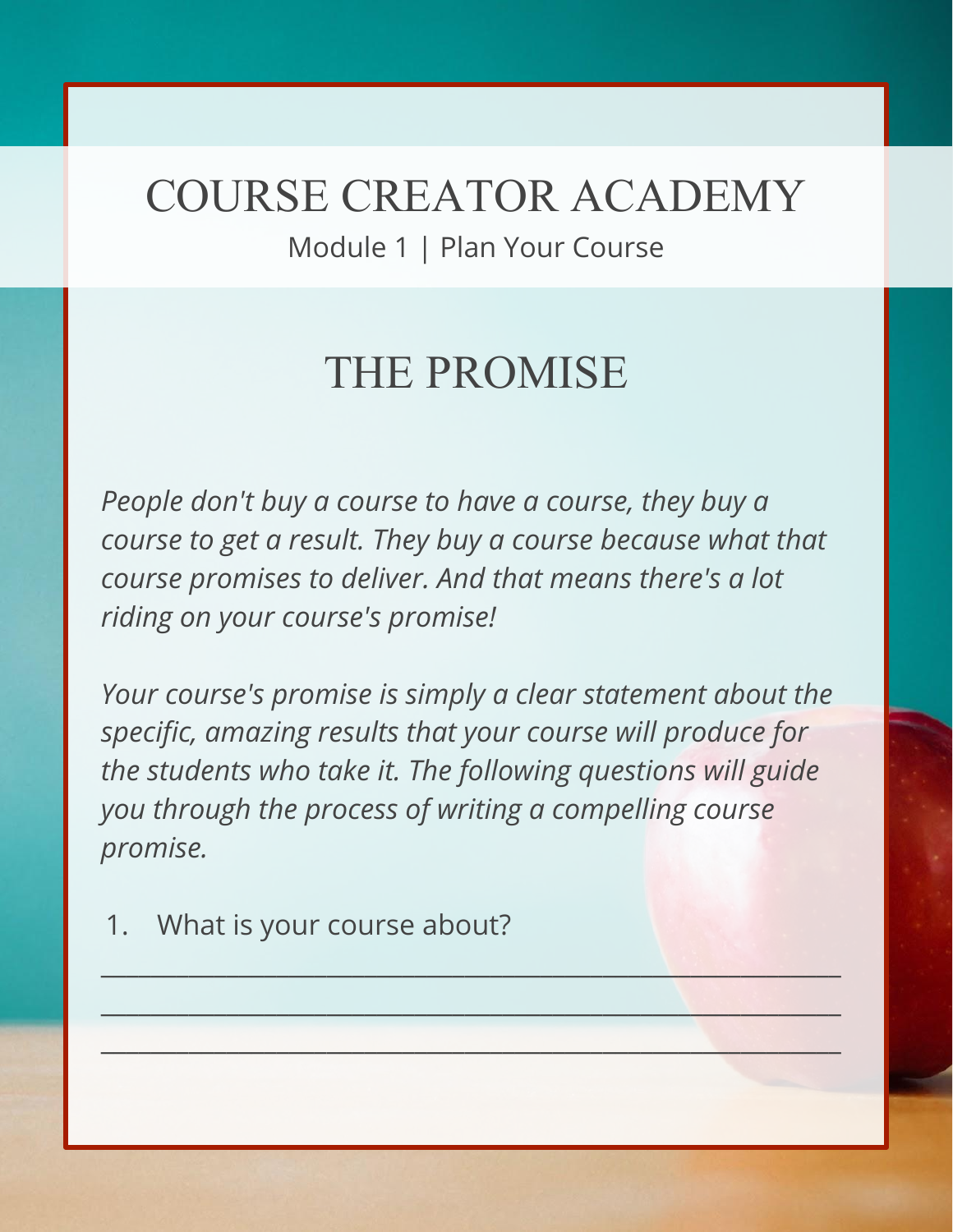# COURSE CREATOR ACADEMY

Module 1 | Plan Your Course

## THE PROMISE

*People don't buy a course to have a course, they buy a course to get a result. They buy a course because what that course promises to deliver. And that means there's a lot riding on your course's promise!*

*Your course's promise is simply a clear statement about the specific, amazing results that your course will produce for the students who take it. The following questions will guide you through the process of writing a compelling course promise.*

1. What is your course about?

____________________________________________________

____________________________________________________

____________________________________________________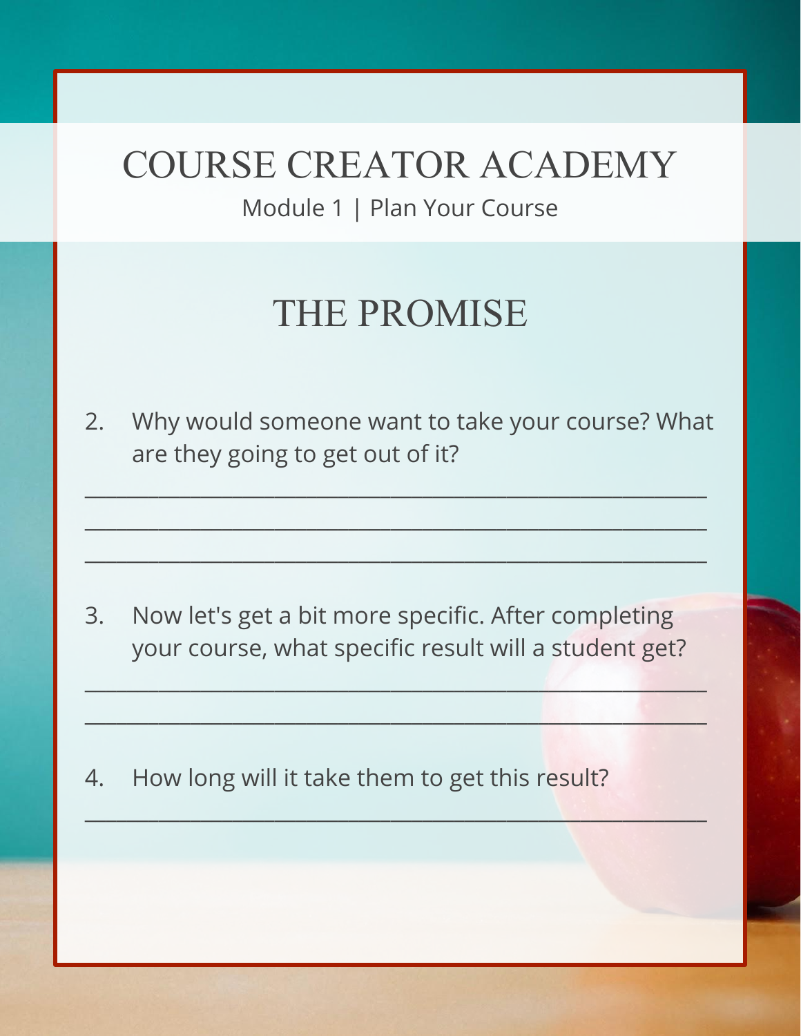# COURSE CREATOR ACADEMY

Module 1 | Plan Your Course

## THE PROMISE

2. Why would someone want to take your course? What are they going to get out of it?

_____________________________________________________

_____________________________________________________

_____________________________________________________

3. Now let's get a bit more specific. After completing your course, what specific result will a student get?

_____________________________________________________

_____________________________________________________

4. How long will it take them to get this result?

_____________________________________________________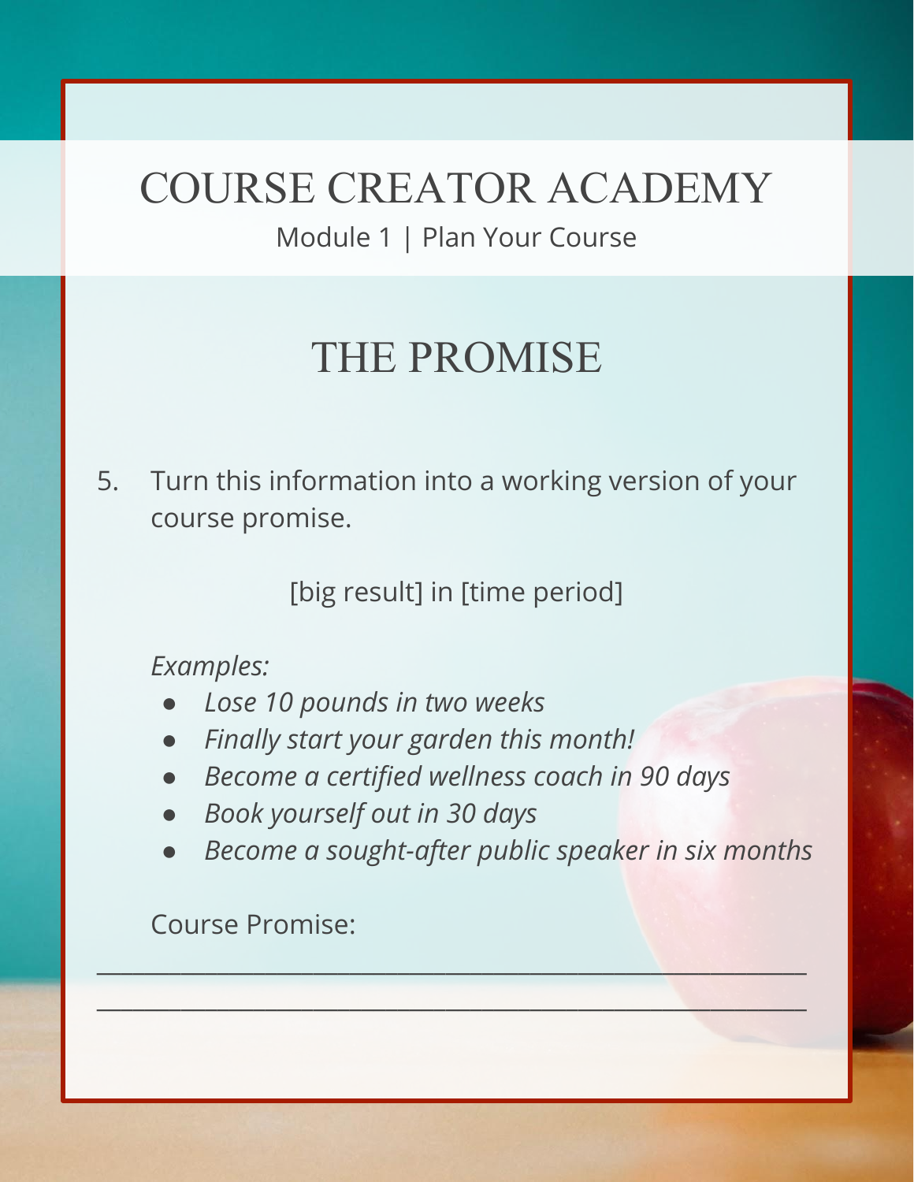# COURSE CREATOR ACADEMY

Module 1 | Plan Your Course

## THE PROMISE

5. Turn this information into a working version of your course promise.

[big result] in [time period]

*Examples:*

- *Lose 10 pounds in two weeks*
- *Finally start your garden this month!*
- *Become a certified wellness coach in 90 days*
- *Book yourself out in 30 days*
- *Become a sought-after public speaker in six months*

Course Promise:

_____________________________________________

_____________________________________________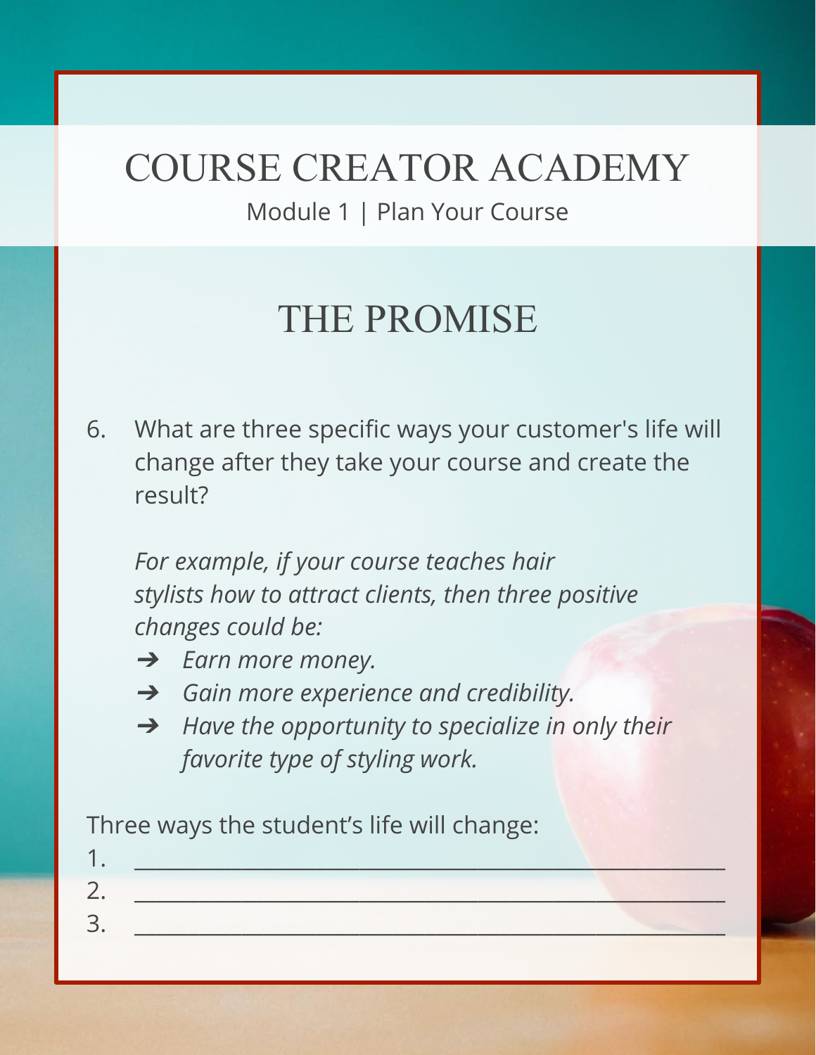# COURSE CREATOR ACADEMY

Module 1 | Plan Your Course

## THE PROMISE

6. What are three specific ways your customer's life will change after they take your course and create the result?

   *For example, if your course teaches hair stylists how to attract clients, then three positive changes could be:*

   - ➔ *Earn more money.*
   - ➔ *Gain more experience and credibility.*
   - ➔ *Have the opportunity to specialize in only their favorite type of styling work.*

Three ways the student's life will change:

1. ______________________________________________
2. ______________________________________________
3. ______________________________________________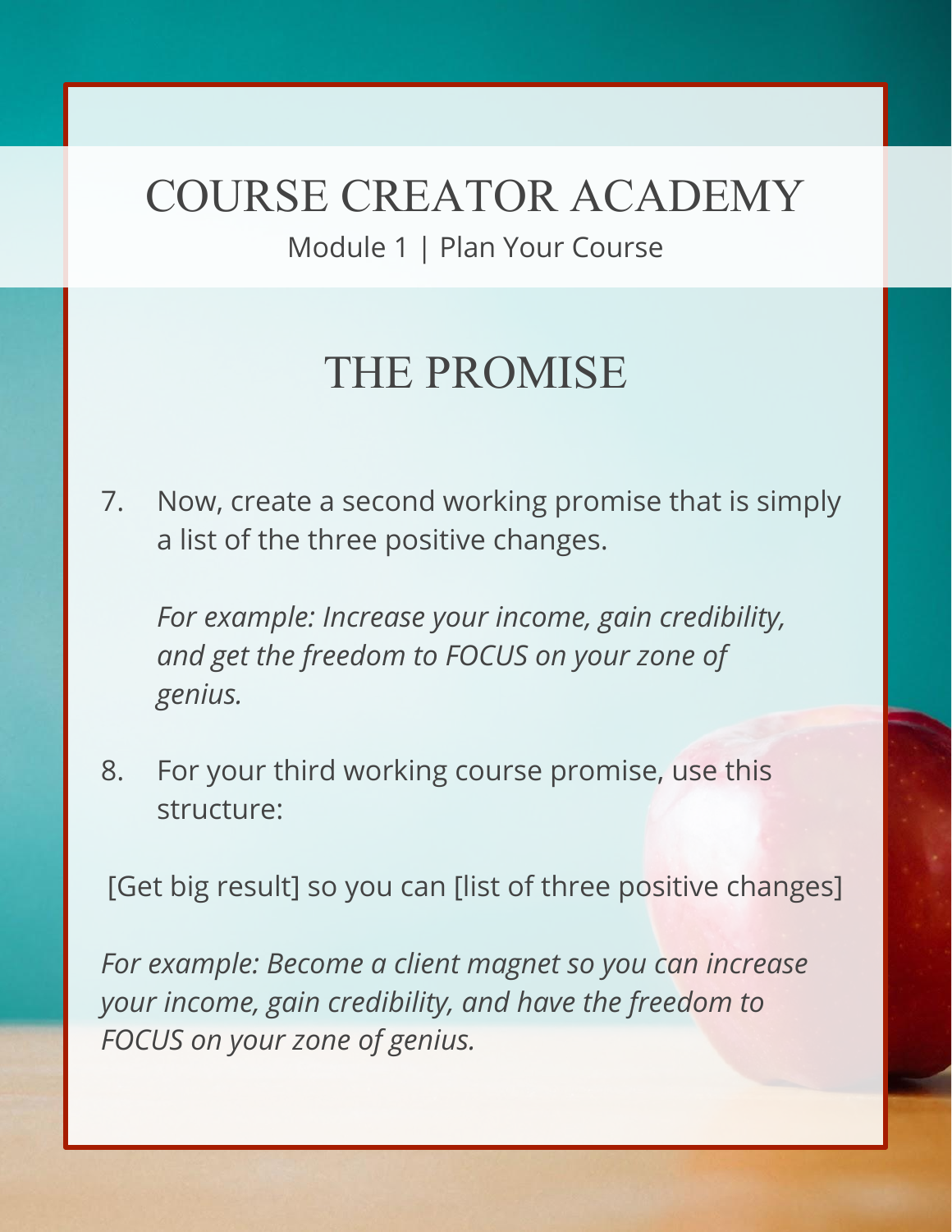# COURSE CREATOR ACADEMY

Module 1 | Plan Your Course

## THE PROMISE

7. Now, create a second working promise that is simply a list of the three positive changes.

   *For example: Increase your income, gain credibility, and get the freedom to FOCUS on your zone of genius.*

8. For your third working course promise, use this structure:

[Get big result] so you can [list of three positive changes]

*For example: Become a client magnet so you can increase your income, gain credibility, and have the freedom to FOCUS on your zone of genius.*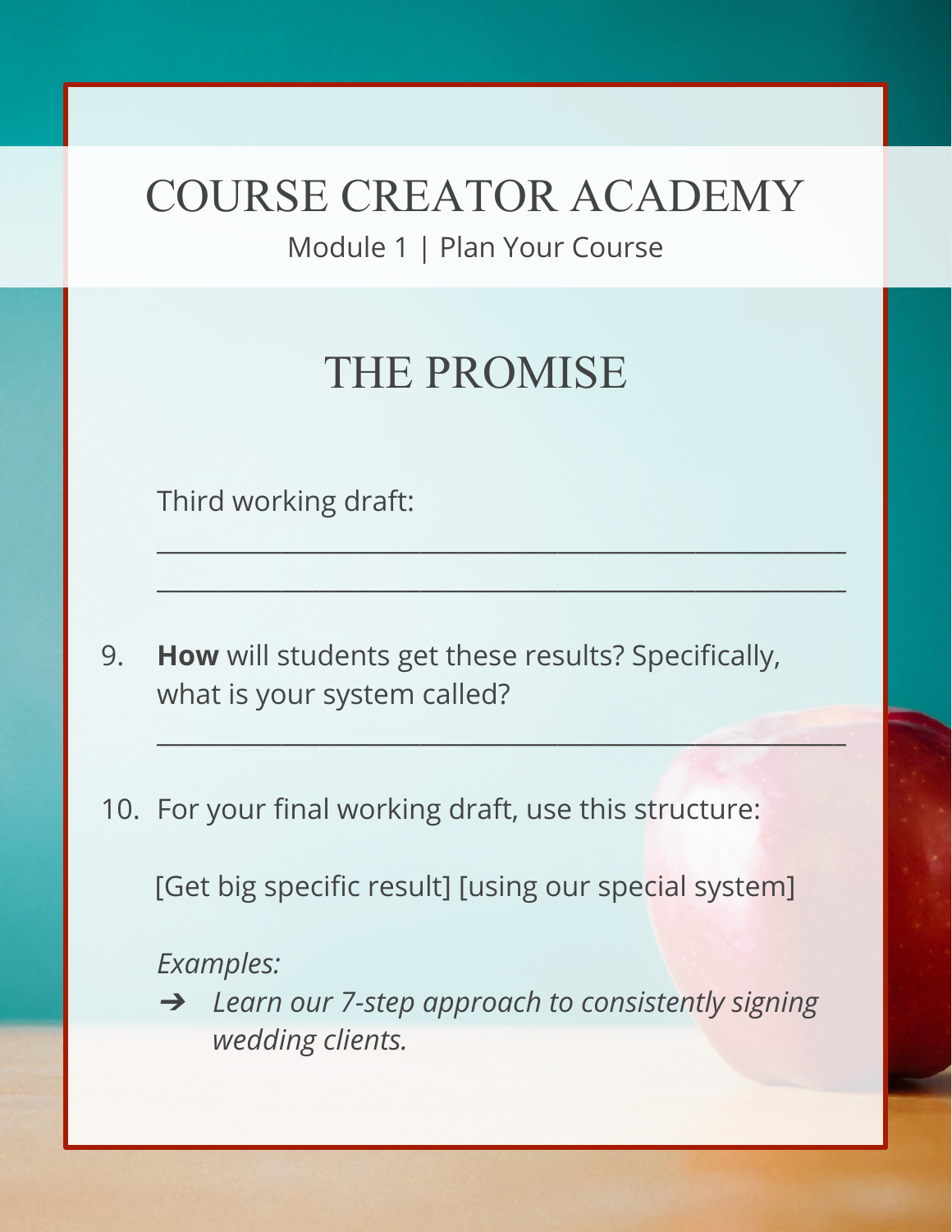# COURSE CREATOR ACADEMY

Module 1 | Plan Your Course

## THE PROMISE

Third working draft:

_______________________________________________

_______________________________________________

9. **How** will students get these results? Specifically, what is your system called?

   _______________________________________________

10. For your final working draft, use this structure:

    [Get big specific result] [using our special system]

    *Examples:*

    ➔ *Learn our 7-step approach to consistently signing wedding clients.*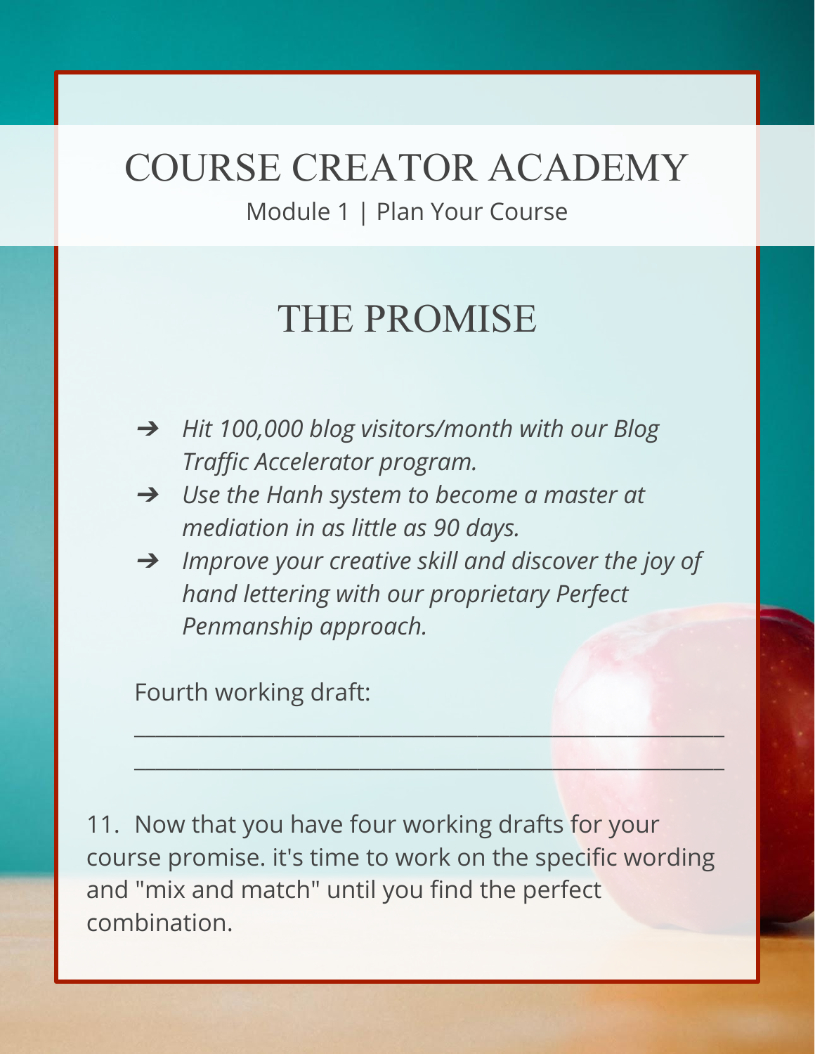# COURSE CREATOR ACADEMY

Module 1 | Plan Your Course

## THE PROMISE

- *Hit 100,000 blog visitors/month with our Blog Traffic Accelerator program.*
- *Use the Hanh system to become a master at mediation in as little as 90 days.*
- *Improve your creative skill and discover the joy of hand lettering with our proprietary Perfect Penmanship approach.*

Fourth working draft:

___________________________________________________

___________________________________________________

11. Now that you have four working drafts for your course promise. it's time to work on the specific wording and "mix and match" until you find the perfect combination.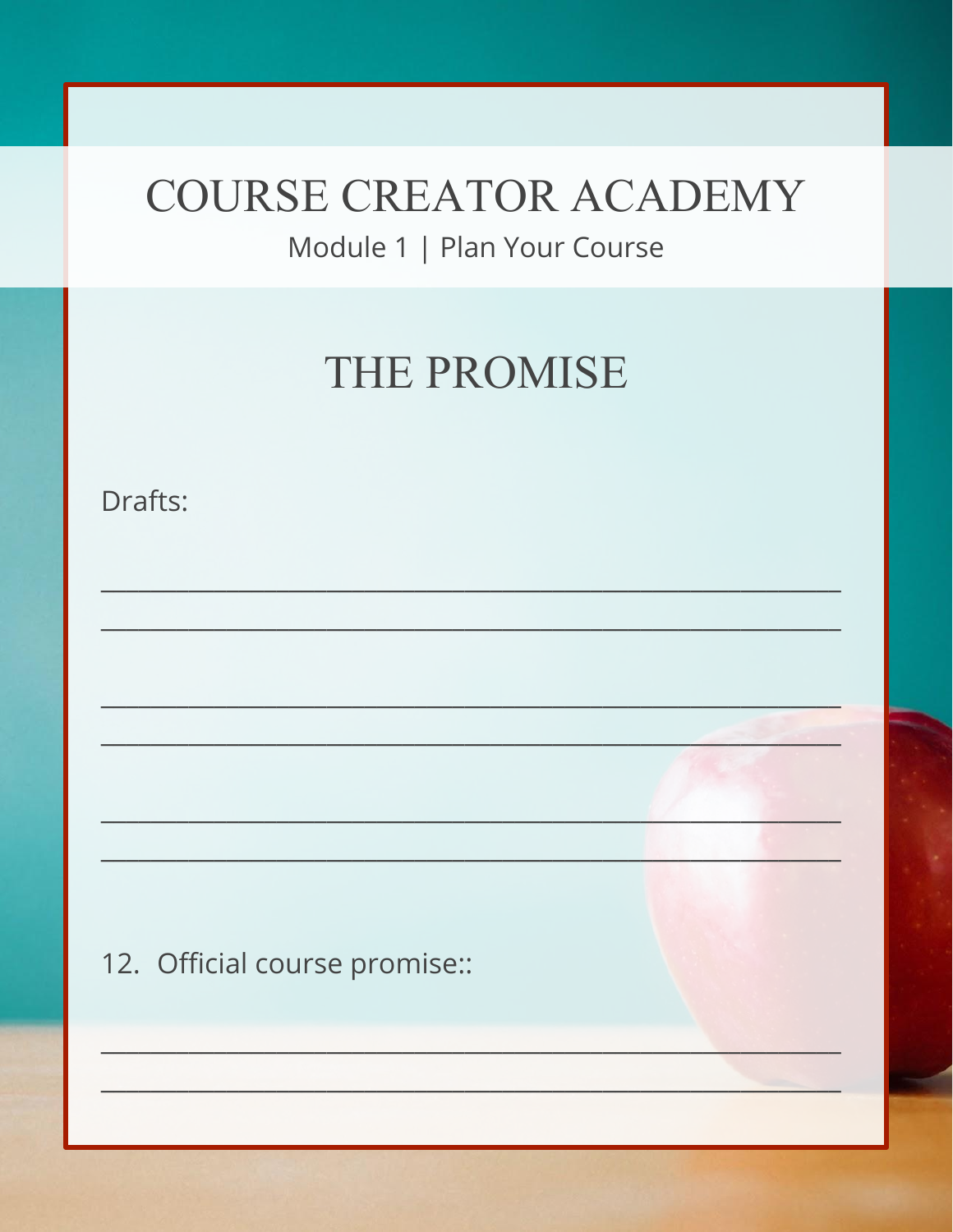# COURSE CREATOR ACADEMY

Module 1 | Plan Your Course

## THE PROMISE

Drafts:

______________________________________________________________

______________________________________________________________

______________________________________________________________

______________________________________________________________

______________________________________________________________

______________________________________________________________

12. Official course promise::

______________________________________________________________

______________________________________________________________